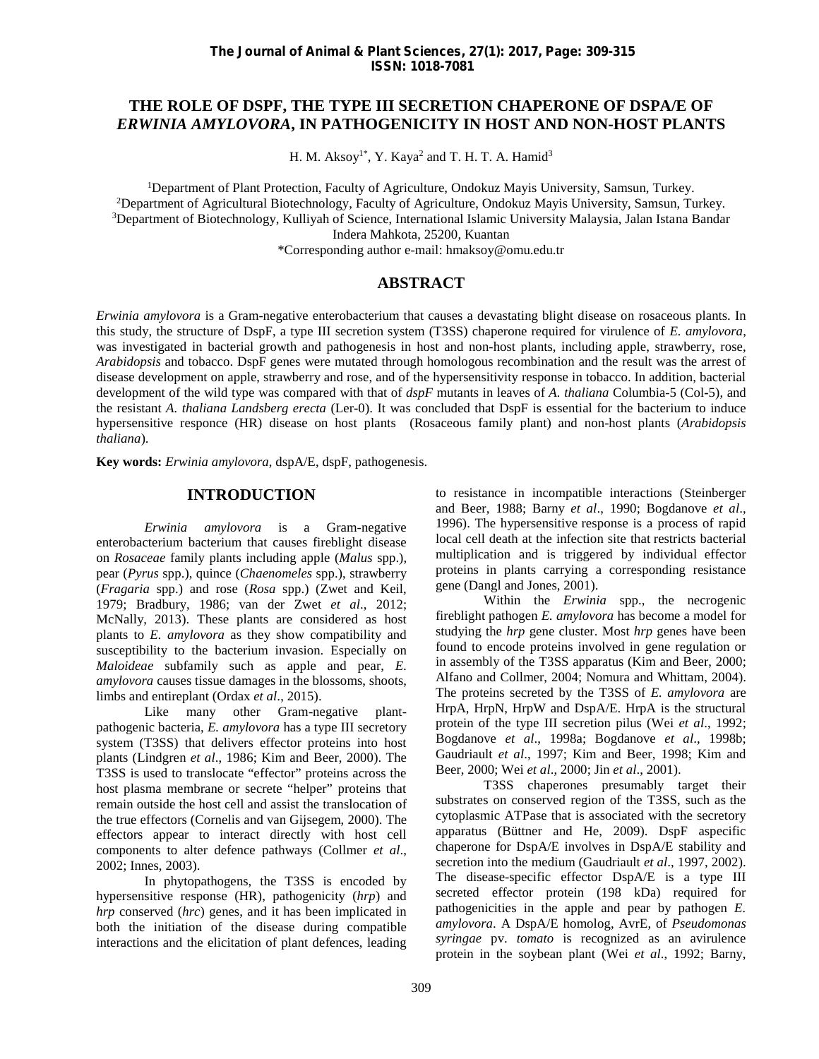# THE ROLE OF DSPF, THE TYPE III SECRETION CHAPERONE OF DSPA/E OF *ERWINIA AMYLOVORA*, IN PATHOGENICITY IN HOST AND NON-HOST PLANTS

H. M. Aksoy[1*], Y. Kaya[2] and T. H. T. A. Hamid[3]

[1]Department of Plant Protection, Faculty of Agriculture, Ondokuz Mayis University, Samsun, Turkey.
[2]Department of Agricultural Biotechnology, Faculty of Agriculture, Ondokuz Mayis University, Samsun, Turkey.
[3]Department of Biotechnology, Kulliyah of Science, International Islamic University Malaysia, Jalan Istana Bandar Indera Mahkota, 25200, Kuantan

*Corresponding author e-mail: hmaksoy@omu.edu.tr

## ABSTRACT

*Erwinia amylovora* is a Gram-negative enterobacterium that causes a devastating blight disease on rosaceous plants. In this study, the structure of DspF, a type III secretion system (T3SS) chaperone required for virulence of *E. amylovora*, was investigated in bacterial growth and pathogenesis in host and non-host plants, including apple, strawberry, rose, *Arabidopsis* and tobacco. DspF genes were mutated through homologous recombination and the result was the arrest of disease development on apple, strawberry and rose, and of the hypersensitivity response in tobacco. In addition, bacterial development of the wild type was compared with that of *dspF* mutants in leaves of *A. thaliana* Columbia-5 (Col-5), and the resistant *A. thaliana Landsberg erecta* (Ler-0). It was concluded that DspF is essential for the bacterium to induce hypersensitive responce (HR) disease on host plants (Rosaceous family plant) and non-host plants (*Arabidopsis thaliana*).

**Key words:** *Erwinia amylovora*, dspA/E, dspF, pathogenesis.

## INTRODUCTION

*Erwinia amylovora* is a Gram-negative enterobacterium bacterium that causes fireblight disease on *Rosaceae* family plants including apple (*Malus* spp.), pear (*Pyrus* spp.), quince (*Chaenomeles* spp.), strawberry (*Fragaria* spp.) and rose (*Rosa* spp.) (Zwet and Keil, 1979; Bradbury, 1986; van der Zwet *et al*., 2012; McNally, 2013). These plants are considered as host plants to *E. amylovora* as they show compatibility and susceptibility to the bacterium invasion. Especially on *Maloideae* subfamily such as apple and pear, *E. amylovora* causes tissue damages in the blossoms, shoots, limbs and entireplant (Ordax *et al*., 2015).

Like many other Gram-negative plant-pathogenic bacteria, *E. amylovora* has a type III secretory system (T3SS) that delivers effector proteins into host plants (Lindgren *et al*., 1986; Kim and Beer, 2000). The T3SS is used to translocate "effector" proteins across the host plasma membrane or secrete "helper" proteins that remain outside the host cell and assist the translocation of the true effectors (Cornelis and van Gijsegem, 2000). The effectors appear to interact directly with host cell components to alter defence pathways (Collmer *et al*., 2002; Innes, 2003).

In phytopathogens, the T3SS is encoded by hypersensitive response (HR), pathogenicity (*hrp*) and *hrp* conserved (*hrc*) genes, and it has been implicated in both the initiation of the disease during compatible interactions and the elicitation of plant defences, leading to resistance in incompatible interactions (Steinberger and Beer, 1988; Barny *et al*., 1990; Bogdanove *et al*., 1996). The hypersensitive response is a process of rapid local cell death at the infection site that restricts bacterial multiplication and is triggered by individual effector proteins in plants carrying a corresponding resistance gene (Dangl and Jones, 2001).

Within the *Erwinia* spp., the necrogenic fireblight pathogen *E. amylovora* has become a model for studying the *hrp* gene cluster. Most *hrp* genes have been found to encode proteins involved in gene regulation or in assembly of the T3SS apparatus (Kim and Beer, 2000; Alfano and Collmer, 2004; Nomura and Whittam, 2004). The proteins secreted by the T3SS of *E. amylovora* are HrpA, HrpN, HrpW and DspA/E. HrpA is the structural protein of the type III secretion pilus (Wei *et al*., 1992; Bogdanove *et al*., 1998a; Bogdanove *et al*., 1998b; Gaudriault *et al*., 1997; Kim and Beer, 1998; Kim and Beer, 2000; Wei *et al*., 2000; Jin *et al*., 2001).

T3SS chaperones presumably target their substrates on conserved region of the T3SS, such as the cytoplasmic ATPase that is associated with the secretory apparatus (Büttner and He, 2009). DspF aspecific chaperone for DspA/E involves in DspA/E stability and secretion into the medium (Gaudriault *et al*., 1997, 2002). The disease-specific effector DspA/E is a type III secreted effector protein (198 kDa) required for pathogenicities in the apple and pear by pathogen *E. amylovora*. A DspA/E homolog, AvrE, of *Pseudomonas syringae* pv. *tomato* is recognized as an avirulence protein in the soybean plant (Wei *et al*., 1992; Barny,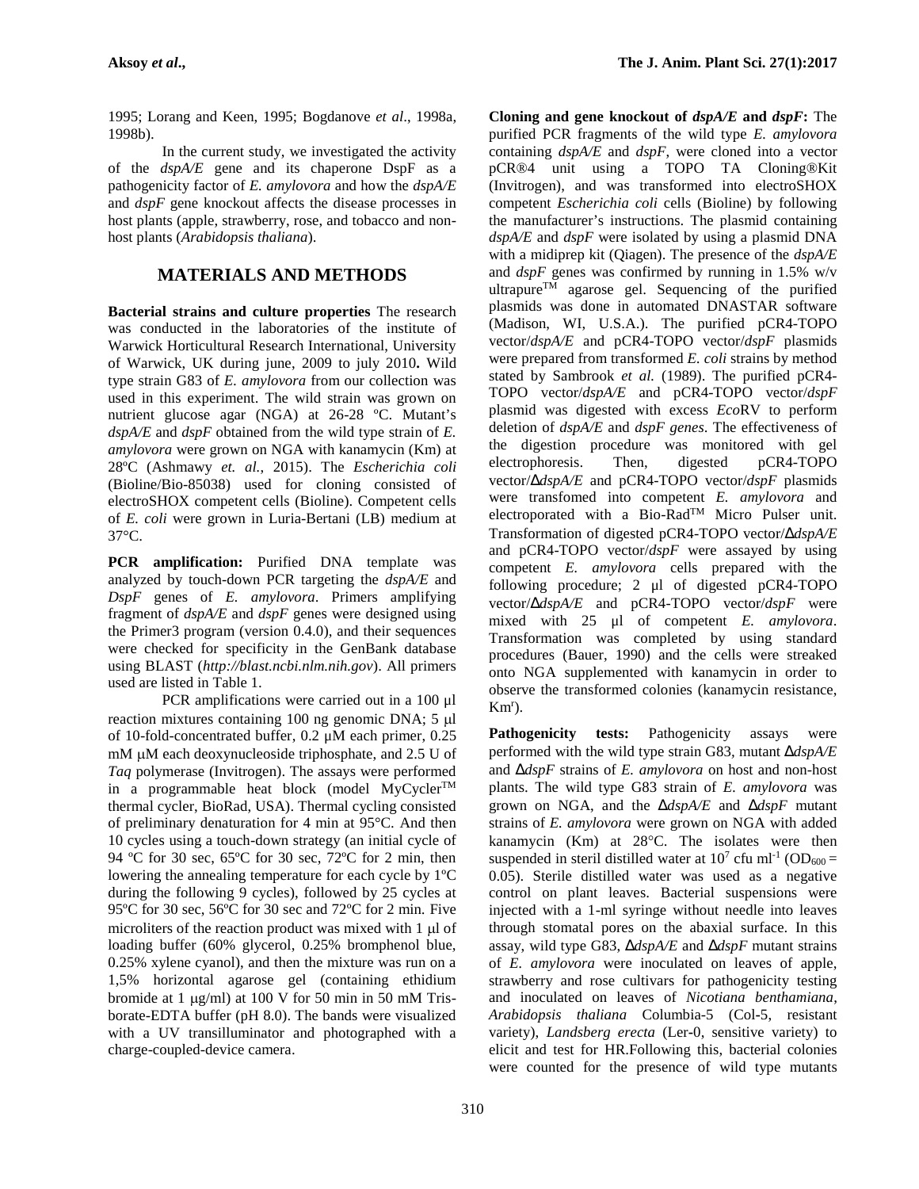1995; Lorang and Keen, 1995; Bogdanove *et al*., 1998a, 1998b).

In the current study, we investigated the activity of the *dspA/E* gene and its chaperone DspF as a pathogenicity factor of *E. amylovora* and how the *dspA/E* and *dspF* gene knockout affects the disease processes in host plants (apple, strawberry, rose, and tobacco and non-host plants (*Arabidopsis thaliana*).

## MATERIALS AND METHODS

**Bacterial strains and culture properties** The research was conducted in the laboratories of the institute of Warwick Horticultural Research International, University of Warwick, UK during june, 2009 to july 2010**.** Wild type strain G83 of *E. amylovora* from our collection was used in this experiment. The wild strain was grown on nutrient glucose agar (NGA) at 26-28 ºC. Mutant's *dspA/E* and *dspF* obtained from the wild type strain of *E. amylovora* were grown on NGA with kanamycin (Km) at 28ºC (Ashmawy *et. al.*, 2015). The *Escherichia coli* (Bioline/Bio-85038) used for cloning consisted of electroSHOX competent cells (Bioline). Competent cells of *E. coli* were grown in Luria-Bertani (LB) medium at 37°C.

**PCR amplification:** Purified DNA template was analyzed by touch-down PCR targeting the *dspA/E* and *DspF* genes of *E. amylovora*. Primers amplifying fragment of *dspA/E* and *dspF* genes were designed using the Primer3 program (version 0.4.0), and their sequences were checked for specificity in the GenBank database using BLAST (*http://blast.ncbi.nlm.nih.gov*). All primers used are listed in Table 1.

PCR amplifications were carried out in a 100 µl reaction mixtures containing 100 ng genomic DNA; 5 µl of 10-fold-concentrated buffer, 0.2 µM each primer, 0.25 mM µM each deoxynucleoside triphosphate, and 2.5 U of *Taq* polymerase (Invitrogen). The assays were performed in a programmable heat block (model MyCycler™ thermal cycler, BioRad, USA). Thermal cycling consisted of preliminary denaturation for 4 min at 95°C. And then 10 cycles using a touch-down strategy (an initial cycle of 94 ºC for 30 sec, 65ºC for 30 sec, 72ºC for 2 min, then lowering the annealing temperature for each cycle by 1ºC during the following 9 cycles), followed by 25 cycles at 95ºC for 30 sec, 56ºC for 30 sec and 72ºC for 2 min. Five microliters of the reaction product was mixed with 1 µl of loading buffer (60% glycerol, 0.25% bromphenol blue, 0.25% xylene cyanol), and then the mixture was run on a 1,5% horizontal agarose gel (containing ethidium bromide at 1 µg/ml) at 100 V for 50 min in 50 mM Tris-borate-EDTA buffer (pH 8.0). The bands were visualized with a UV transilluminator and photographed with a charge-coupled-device camera.

**Cloning and gene knockout of *dspA/E* and *dspF*:** The purified PCR fragments of the wild type *E. amylovora* containing *dspA/E* and *dspF*, were cloned into a vector pCR®4 unit using a TOPO TA Cloning®Kit (Invitrogen), and was transformed into electroSHOX competent *Escherichia coli* cells (Bioline) by following the manufacturer's instructions. The plasmid containing *dspA/E* and *dspF* were isolated by using a plasmid DNA with a midiprep kit (Qiagen). The presence of the *dspA/E* and *dspF* genes was confirmed by running in 1.5% w/v ultrapure™ agarose gel. Sequencing of the purified plasmids was done in automated DNASTAR software (Madison, WI, U.S.A.). The purified pCR4-TOPO vector/*dspA/E* and pCR4-TOPO vector/*dspF* plasmids were prepared from transformed *E. coli* strains by method stated by Sambrook *et al.* (1989). The purified pCR4-TOPO vector/*dspA/E* and pCR4-TOPO vector/*dspF* plasmid was digested with excess *Eco*RV to perform deletion of *dspA/E* and *dspF genes*. The effectiveness of the digestion procedure was monitored with gel electrophoresis. Then, digested pCR4-TOPO vector/Δ*dspA/E* and pCR4-TOPO vector/*dspF* plasmids were transfomed into competent *E. amylovora* and electroporated with a Bio-Rad™ Micro Pulser unit. Transformation of digested pCR4-TOPO vector/Δ*dspA/E* and pCR4-TOPO vector/*dspF* were assayed by using competent *E. amylovora* cells prepared with the following procedure; 2 µl of digested pCR4-TOPO vector/Δ*dspA/E* and pCR4-TOPO vector/*dspF* were mixed with 25 µl of competent *E. amylovora*. Transformation was completed by using standard procedures (Bauer, 1990) and the cells were streaked onto NGA supplemented with kanamycin in order to observe the transformed colonies (kanamycin resistance, $Km^r$).

**Pathogenicity tests:** Pathogenicity assays were performed with the wild type strain G83, mutant Δ*dspA/E* and Δ*dspF* strains of *E. amylovora* on host and non-host plants. The wild type G83 strain of *E. amylovora* was grown on NGA, and the Δ*dspA/E* and Δ*dspF* mutant strains of *E. amylovora* were grown on NGA with added kanamycin (Km) at 28°C. The isolates were then suspended in steril distilled water at $10^7$ cfu ml$^{-1}$ ($OD_{600}$ = 0.05). Sterile distilled water was used as a negative control on plant leaves. Bacterial suspensions were injected with a 1-ml syringe without needle into leaves through stomatal pores on the abaxial surface. In this assay, wild type G83, Δ*dspA/E* and Δ*dspF* mutant strains of *E. amylovora* were inoculated on leaves of apple, strawberry and rose cultivars for pathogenicity testing and inoculated on leaves of *Nicotiana benthamiana*, *Arabidopsis thaliana* Columbia-5 (Col-5, resistant variety), *Landsberg erecta* (Ler-0, sensitive variety) to elicit and test for HR.Following this, bacterial colonies were counted for the presence of wild type mutants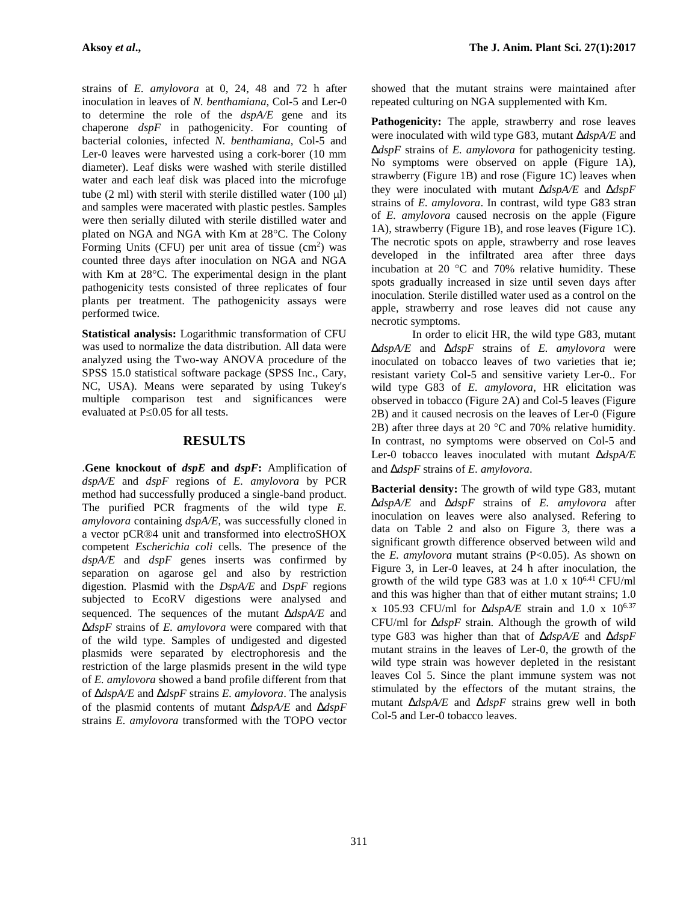strains of *E. amylovora* at 0, 24, 48 and 72 h after inoculation in leaves of *N. benthamiana*, Col-5 and Ler-0 to determine the role of the *dspA/E* gene and its chaperone *dspF* in pathogenicity. For counting of bacterial colonies, infected *N. benthamiana*, Col-5 and Ler-0 leaves were harvested using a cork-borer (10 mm diameter). Leaf disks were washed with sterile distilled water and each leaf disk was placed into the microfuge tube (2 ml) with steril with sterile distilled water (100 μl) and samples were macerated with plastic pestles. Samples were then serially diluted with sterile distilled water and plated on NGA and NGA with Km at 28°C. The Colony Forming Units (CFU) per unit area of tissue ($cm^2$) was counted three days after inoculation on NGA and NGA with Km at 28°C. The experimental design in the plant pathogenicity tests consisted of three replicates of four plants per treatment. The pathogenicity assays were performed twice.

**Statistical analysis:** Logarithmic transformation of CFU was used to normalize the data distribution. All data were analyzed using the Two-way ANOVA procedure of the SPSS 15.0 statistical software package (SPSS Inc., Cary, NC, USA). Means were separated by using Tukey's multiple comparison test and significances were evaluated at $P \leq 0.05$ for all tests.

## RESULTS

.**Gene knockout of *dspE* and *dspF*:** Amplification of *dspA/E* and *dspF* regions of *E. amylovora* by PCR method had successfully produced a single-band product. The purified PCR fragments of the wild type *E. amylovora* containing *dspA/E*, was successfully cloned in a vector pCR®4 unit and transformed into electroSHOX competent *Escherichia coli* cells. The presence of the *dspA/E* and *dspF* genes inserts was confirmed by separation on agarose gel and also by restriction digestion. Plasmid with the *DspA/E* and *DspF* regions subjected to EcoRV digestions were analysed and sequenced. The sequences of the mutant Δ*dspA/E* and Δ*dspF* strains of *E. amylovora* were compared with that of the wild type. Samples of undigested and digested plasmids were separated by electrophoresis and the restriction of the large plasmids present in the wild type of *E. amylovora* showed a band profile different from that of Δ*dspA/E* and Δ*dspF* strains *E. amylovora*. The analysis of the plasmid contents of mutant Δ*dspA/E* and Δ*dspF* strains *E. amylovora* transformed with the TOPO vector showed that the mutant strains were maintained after repeated culturing on NGA supplemented with Km.

**Pathogenicity:** The apple, strawberry and rose leaves were inoculated with wild type G83, mutant Δ*dspA/E* and Δ*dspF* strains of *E. amylovora* for pathogenicity testing. No symptoms were observed on apple (Figure 1A), strawberry (Figure 1B) and rose (Figure 1C) leaves when they were inoculated with mutant Δ*dspA/E* and Δ*dspF* strains of *E. amylovora*. In contrast, wild type G83 stran of *E. amylovora* caused necrosis on the apple (Figure 1A), strawberry (Figure 1B), and rose leaves (Figure 1C). The necrotic spots on apple, strawberry and rose leaves developed in the infiltrated area after three days incubation at 20 °C and 70% relative humidity. These spots gradually increased in size until seven days after inoculation. Sterile distilled water used as a control on the apple, strawberry and rose leaves did not cause any necrotic symptoms.

In order to elicit HR, the wild type G83, mutant Δ*dspA/E* and Δ*dspF* strains of *E. amylovora* were inoculated on tobacco leaves of two varieties that ie; resistant variety Col-5 and sensitive variety Ler-0.. For wild type G83 of *E. amylovora*, HR elicitation was observed in tobacco (Figure 2A) and Col-5 leaves (Figure 2B) and it caused necrosis on the leaves of Ler-0 (Figure 2B) after three days at 20 °C and 70% relative humidity. In contrast, no symptoms were observed on Col-5 and Ler-0 tobacco leaves inoculated with mutant Δ*dspA/E* and Δ*dspF* strains of *E. amylovora*.

**Bacterial density:** The growth of wild type G83, mutant Δ*dspA/E* and Δ*dspF* strains of *E. amylovora* after inoculation on leaves were also analysed. Refering to data on Table 2 and also on Figure 3, there was a significant growth difference observed between wild and the *E. amylovora* mutant strains ($P<0.05$). As shown on Figure 3, in Ler-0 leaves, at 24 h after inoculation, the growth of the wild type G83 was at $1.0 \times 10^{6.41}$ CFU/ml and this was higher than that of either mutant strains; 1.0 x 105.93 CFU/ml for Δ*dspA/E* strain and $1.0 \times 10^{6.37}$ CFU/ml for Δ*dspF* strain. Although the growth of wild type G83 was higher than that of Δ*dspA/E* and Δ*dspF* mutant strains in the leaves of Ler-0, the growth of the wild type strain was however depleted in the resistant leaves Col 5. Since the plant immune system was not stimulated by the effectors of the mutant strains, the mutant Δ*dspA/E* and Δ*dspF* strains grew well in both Col-5 and Ler-0 tobacco leaves.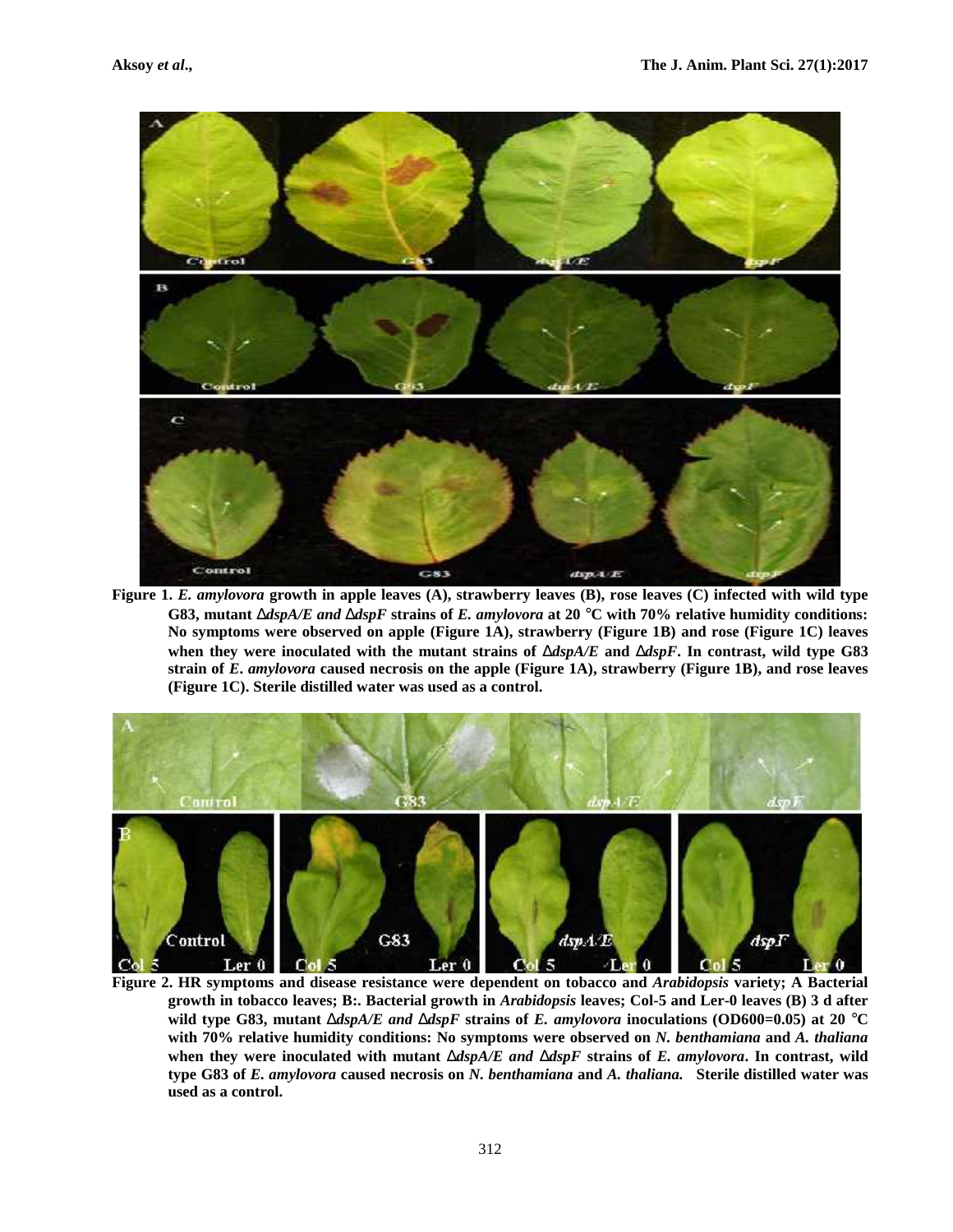**Figure 1.** ***E. amylovora*** **growth in apple leaves (A), strawberry leaves (B), rose leaves (C) infected with wild type G83, mutant** **Δ*dspA/E and* Δ*dspF*** **strains of** ***E. amylovora*** **at 20 °C with 70% relative humidity conditions: No symptoms were observed on apple (Figure 1A), strawberry (Figure 1B) and rose (Figure 1C) leaves when they were inoculated with the mutant strains of** **Δ*dspA/E*** **and** **Δ*dspF*****. In contrast, wild type G83 strain of** ***E. amylovora*** **caused necrosis on the apple (Figure 1A), strawberry (Figure 1B), and rose leaves (Figure 1C). Sterile distilled water was used as a control.**

**Figure 2. HR symptoms and disease resistance were dependent on tobacco and** ***Arabidopsis*** **variety; A Bacterial growth in tobacco leaves; B:. Bacterial growth in** ***Arabidopsis*** **leaves; Col-5 and Ler-0 leaves (B) 3 d after wild type G83, mutant** **Δ*dspA/E and* Δ*dspF*** **strains of** ***E. amylovora*** **inoculations (OD600=0.05) at 20 °C with 70% relative humidity conditions: No symptoms were observed on** ***N. benthamiana*** **and** ***A. thaliana*** **when they were inoculated with mutant** **Δ*dspA/E and* Δ*dspF*** **strains of** ***E. amylovora*****. In contrast, wild type G83 of** ***E. amylovora*** **caused necrosis on** ***N. benthamiana*** **and** ***A. thaliana.*** **Sterile distilled water was used as a control.**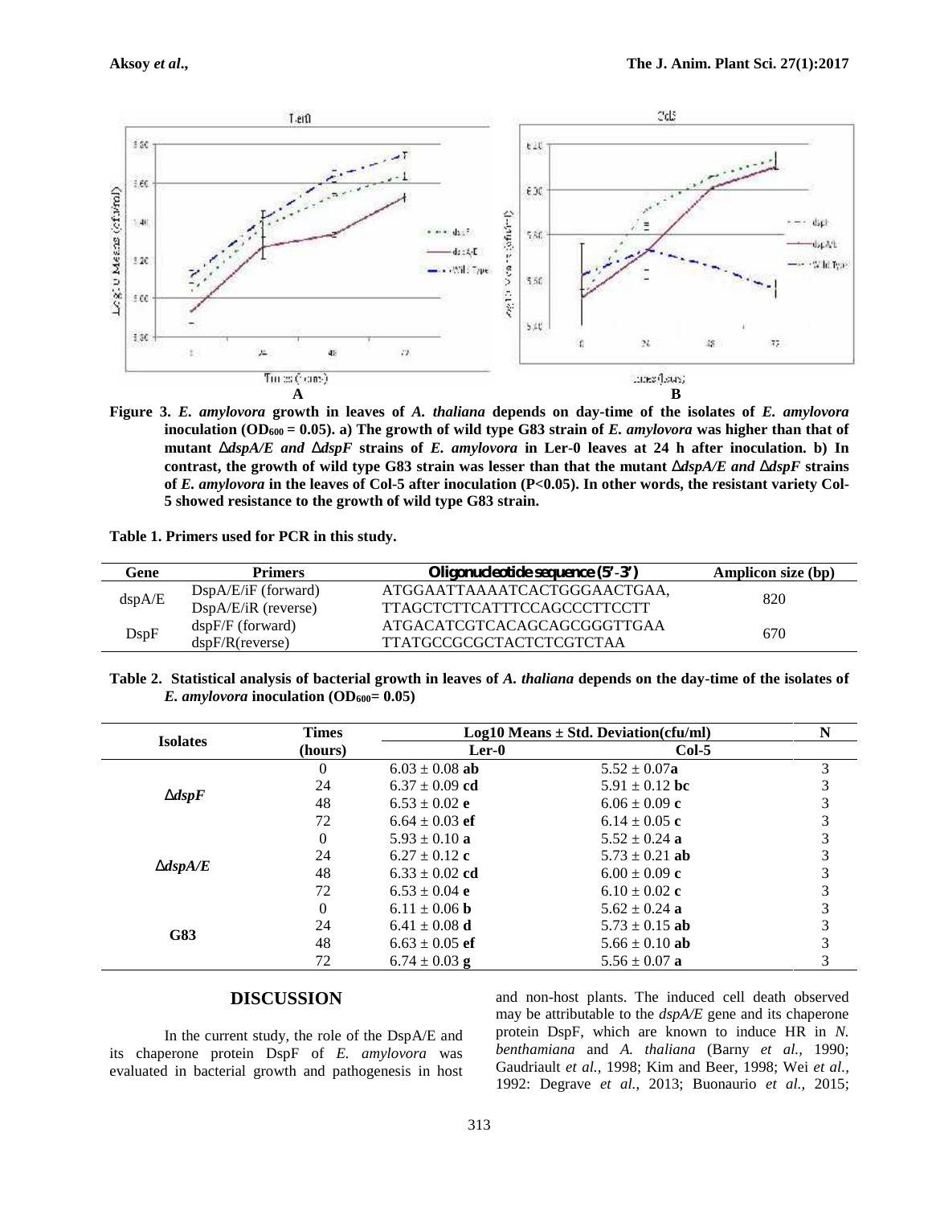**Figure 3.** ***E. amylovora*** **growth in leaves of** ***A. thaliana*** **depends on day-time of the isolates of** ***E. amylovora*** **inoculation ($OD_{600}$ = 0.05). a) The growth of wild type G83 strain of** ***E. amylovora*** **was higher than that of mutant** ***ΔdspA/E and ΔdspF*** **strains of** ***E. amylovora*** **in Ler-0 leaves at 24 h after inoculation. b) In contrast, the growth of wild type G83 strain was lesser than that the mutant** ***ΔdspA/E and ΔdspF*** **strains of** ***E. amylovora*** **in the leaves of Col-5 after inoculation (P<0.05). In other words, the resistant variety Col-5 showed resistance to the growth of wild type G83 strain.**

**Table 1. Primers used for PCR in this study.**

| Gene | Primers | Oligonucleotide sequence (5'-3') | Amplicon size (bp) |
|---|---|---|---|
| dspA/E | DspA/E/iF (forward) | ATGGAATTAAAATCACTGGGAACTGAA, | 820 |
| | DspA/E/iR (reverse) | TTAGCTCTTCATTTCCAGCCCTTCCTT | |
| DspF | dspF/F (forward) | ATGACATCGTCACAGCAGCGGGTTGAA | 670 |
| | dspF/R(reverse) | TTATGCCGCGCTACTCTCGTCTAA | |

**Table 2. Statistical analysis of bacterial growth in leaves of** ***A. thaliana*** **depends on the day-time of the isolates of** ***E. amylovora*** **inoculation ($OD_{600}$= 0.05)**

| Isolates | Times (hours) | Log10 Means ± Std. Deviation(cfu/ml) | | N |
|---|---|---|---|---|
| | | Ler-0 | Col-5 | |
| ***ΔdspF*** | 0 | 6.03 ± 0.08 **ab** | 5.52 ± 0.07**a** | 3 |
| | 24 | 6.37 ± 0.09 **cd** | 5.91 ± 0.12 **bc** | 3 |
| | 48 | 6.53 ± 0.02 **e** | 6.06 ± 0.09 **c** | 3 |
| | 72 | 6.64 ± 0.03 **ef** | 6.14 ± 0.05 **c** | 3 |
| ***ΔdspA/E*** | 0 | 5.93 ± 0.10 **a** | 5.52 ± 0.24 **a** | 3 |
| | 24 | 6.27 ± 0.12 **c** | 5.73 ± 0.21 **ab** | 3 |
| | 48 | 6.33 ± 0.02 **cd** | 6.00 ± 0.09 **c** | 3 |
| | 72 | 6.53 ± 0.04 **e** | 6.10 ± 0.02 **c** | 3 |
| **G83** | 0 | 6.11 ± 0.06 **b** | 5.62 ± 0.24 **a** | 3 |
| | 24 | 6.41 ± 0.08 **d** | 5.73 ± 0.15 **ab** | 3 |
| | 48 | 6.63 ± 0.05 **ef** | 5.66 ± 0.10 **ab** | 3 |
| | 72 | 6.74 ± 0.03 **g** | 5.56 ± 0.07 **a** | 3 |

## DISCUSSION

In the current study, the role of the DspA/E and its chaperone protein DspF of *E. amylovora* was evaluated in bacterial growth and pathogenesis in host and non-host plants. The induced cell death observed may be attributable to the *dspA/E* gene and its chaperone protein DspF, which are known to induce HR in *N. benthamiana* and *A. thaliana* (Barny *et al.,* 1990; Gaudriault *et al.,* 1998; Kim and Beer, 1998; Wei *et al.,* 1992: Degrave *et al.,* 2013; Buonaurio *et al.,* 2015;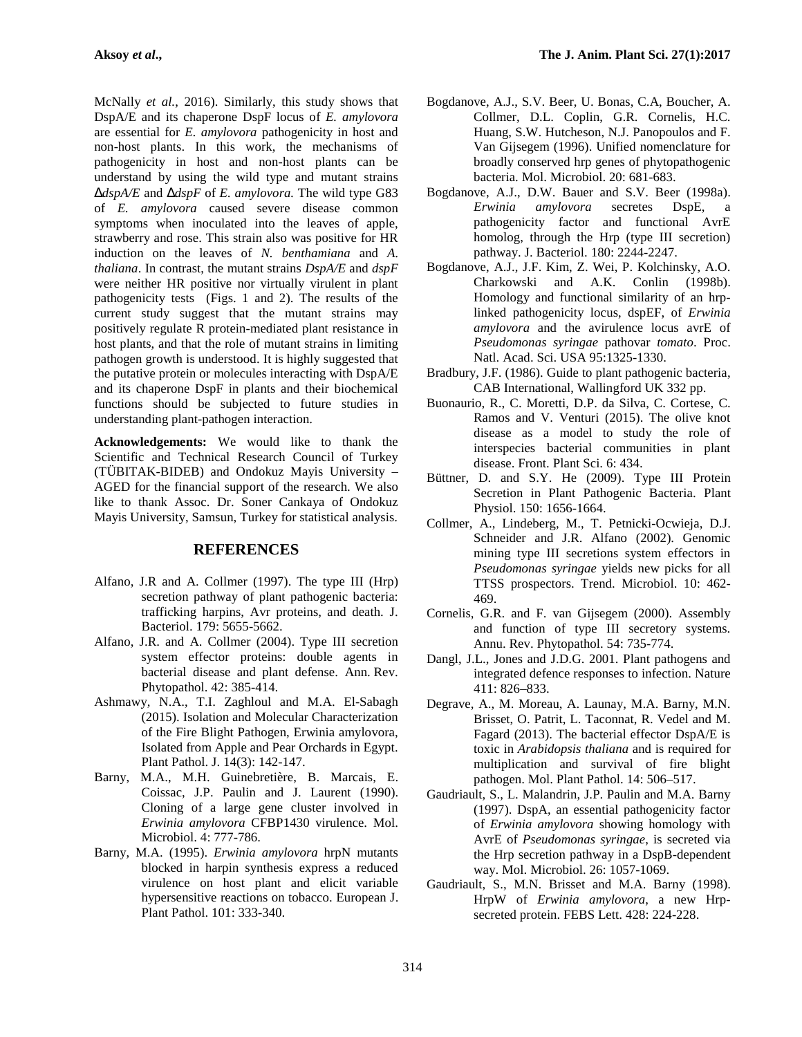McNally *et al.*, 2016). Similarly, this study shows that DspA/E and its chaperone DspF locus of *E. amylovora* are essential for *E. amylovora* pathogenicity in host and non-host plants. In this work, the mechanisms of pathogenicity in host and non-host plants can be understand by using the wild type and mutant strains Δ*dspA/E* and Δ*dspF* of *E. amylovora.* The wild type G83 of *E. amylovora* caused severe disease common symptoms when inoculated into the leaves of apple, strawberry and rose. This strain also was positive for HR induction on the leaves of *N. benthamiana* and *A. thaliana*. In contrast, the mutant strains *DspA/E* and *dspF* were neither HR positive nor virtually virulent in plant pathogenicity tests (Figs. 1 and 2). The results of the current study suggest that the mutant strains may positively regulate R protein-mediated plant resistance in host plants, and that the role of mutant strains in limiting pathogen growth is understood. It is highly suggested that the putative protein or molecules interacting with DspA/E and its chaperone DspF in plants and their biochemical functions should be subjected to future studies in understanding plant-pathogen interaction.

**Acknowledgements:** We would like to thank the Scientific and Technical Research Council of Turkey (TÜBITAK-BIDEB) and Ondokuz Mayis University – AGED for the financial support of the research. We also like to thank Assoc. Dr. Soner Cankaya of Ondokuz Mayis University, Samsun, Turkey for statistical analysis.

## REFERENCES

Alfano, J.R and A. Collmer (1997). The type III (Hrp) secretion pathway of plant pathogenic bacteria: trafficking harpins, Avr proteins, and death. J. Bacteriol. 179: 5655-5662.

Alfano, J.R. and A. Collmer (2004). Type III secretion system effector proteins: double agents in bacterial disease and plant defense. Ann. Rev. Phytopathol. 42: 385-414.

Ashmawy, N.A., T.I. Zaghloul and M.A. El-Sabagh (2015). Isolation and Molecular Characterization of the Fire Blight Pathogen, Erwinia amylovora, Isolated from Apple and Pear Orchards in Egypt. Plant Pathol. J. 14(3): 142-147.

Barny, M.A., M.H. Guinebretière, B. Marcais, E. Coissac, J.P. Paulin and J. Laurent (1990). Cloning of a large gene cluster involved in *Erwinia amylovora* CFBP1430 virulence. Mol. Microbiol. 4: 777-786.

Barny, M.A. (1995). *Erwinia amylovora* hrpN mutants blocked in harpin synthesis express a reduced virulence on host plant and elicit variable hypersensitive reactions on tobacco. European J. Plant Pathol. 101: 333-340.

Bogdanove, A.J., S.V. Beer, U. Bonas, C.A, Boucher, A. Collmer, D.L. Coplin, G.R. Cornelis, H.C. Huang, S.W. Hutcheson, N.J. Panopoulos and F. Van Gijsegem (1996). Unified nomenclature for broadly conserved hrp genes of phytopathogenic bacteria. Mol. Microbiol. 20: 681-683.

Bogdanove, A.J., D.W. Bauer and S.V. Beer (1998a). *Erwinia amylovora* secretes DspE, a pathogenicity factor and functional AvrE homolog, through the Hrp (type III secretion) pathway. J. Bacteriol. 180: 2244-2247.

Bogdanove, A.J., J.F. Kim, Z. Wei, P. Kolchinsky, A.O. Charkowski and A.K. Conlin (1998b). Homology and functional similarity of an hrp-linked pathogenicity locus, dspEF, of *Erwinia amylovora* and the avirulence locus avrE of *Pseudomonas syringae* pathovar *tomato*. Proc. Natl. Acad. Sci. USA 95:1325-1330.

Bradbury, J.F. (1986). Guide to plant pathogenic bacteria, CAB International, Wallingford UK 332 pp.

Buonaurio, R., C. Moretti, D.P. da Silva, C. Cortese, C. Ramos and V. Venturi (2015). The olive knot disease as a model to study the role of interspecies bacterial communities in plant disease. Front. Plant Sci. 6: 434.

Büttner, D. and S.Y. He (2009). Type III Protein Secretion in Plant Pathogenic Bacteria. Plant Physiol. 150: 1656-1664.

Collmer, A., Lindeberg, M., T. Petnicki-Ocwieja, D.J. Schneider and J.R. Alfano (2002). Genomic mining type III secretions system effectors in *Pseudomonas syringae* yields new picks for all TTSS prospectors. Trend. Microbiol. 10: 462-469.

Cornelis, G.R. and F. van Gijsegem (2000). Assembly and function of type III secretory systems. Annu. Rev. Phytopathol. 54: 735-774.

Dangl, J.L., Jones and J.D.G. 2001. Plant pathogens and integrated defence responses to infection. Nature 411: 826–833.

Degrave, A., M. Moreau, A. Launay, M.A. Barny, M.N. Brisset, O. Patrit, L. Taconnat, R. Vedel and M. Fagard (2013). The bacterial effector DspA/E is toxic in *Arabidopsis thaliana* and is required for multiplication and survival of fire blight pathogen. Mol. Plant Pathol. 14: 506–517.

Gaudriault, S., L. Malandrin, J.P. Paulin and M.A. Barny (1997). DspA, an essential pathogenicity factor of *Erwinia amylovora* showing homology with AvrE of *Pseudomonas syringae*, is secreted via the Hrp secretion pathway in a DspB-dependent way. Mol. Microbiol. 26: 1057-1069.

Gaudriault, S., M.N. Brisset and M.A. Barny (1998). HrpW of *Erwinia amylovora*, a new Hrp-secreted protein. FEBS Lett. 428: 224-228.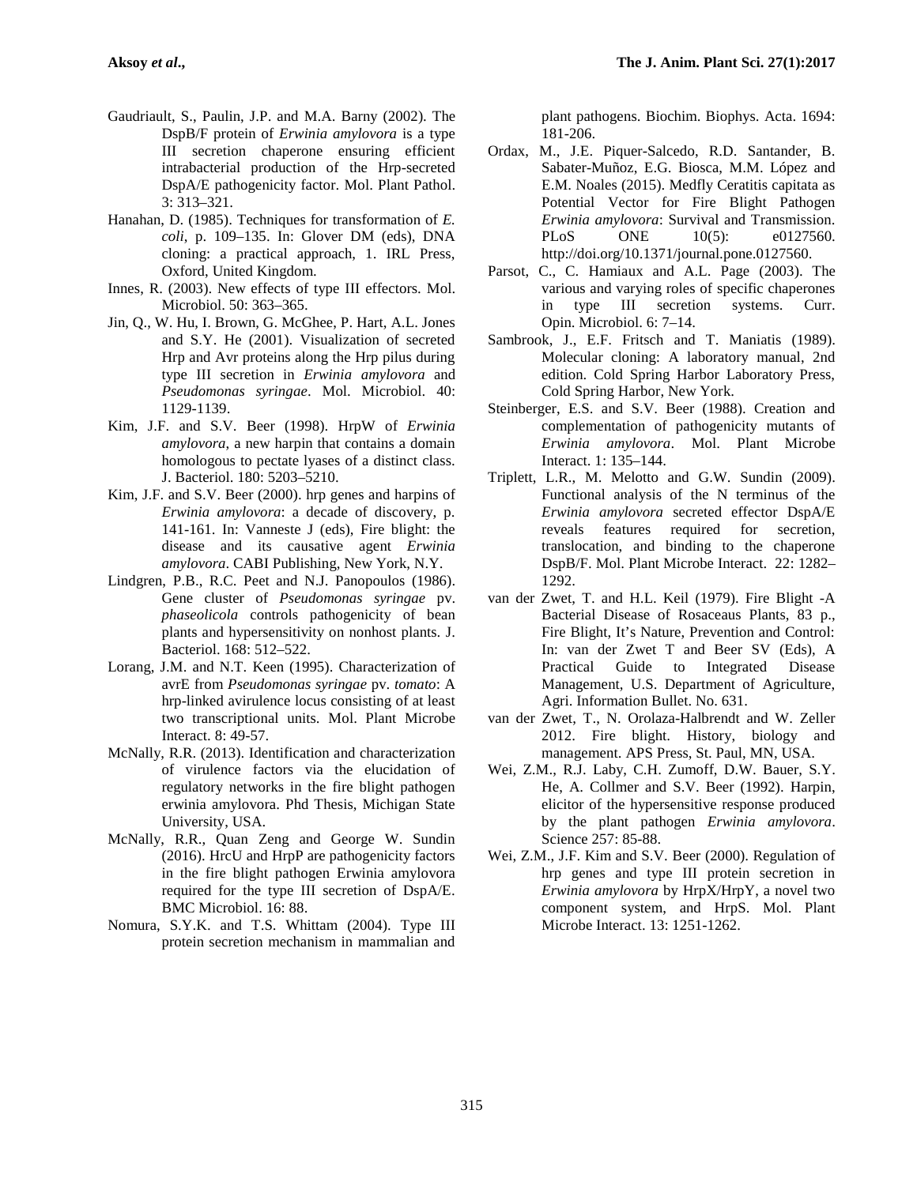Gaudriault, S., Paulin, J.P. and M.A. Barny (2002). The DspB/F protein of *Erwinia amylovora* is a type III secretion chaperone ensuring efficient intrabacterial production of the Hrp-secreted DspA/E pathogenicity factor. Mol. Plant Pathol. 3: 313–321.

Hanahan, D. (1985). Techniques for transformation of *E. coli*, p. 109–135. In: Glover DM (eds), DNA cloning: a practical approach, 1. IRL Press, Oxford, United Kingdom.

Innes, R. (2003). New effects of type III effectors. Mol. Microbiol. 50: 363–365.

Jin, Q., W. Hu, I. Brown, G. McGhee, P. Hart, A.L. Jones and S.Y. He (2001). Visualization of secreted Hrp and Avr proteins along the Hrp pilus during type III secretion in *Erwinia amylovora* and *Pseudomonas syringae*. Mol. Microbiol. 40: 1129-1139.

Kim, J.F. and S.V. Beer (1998). HrpW of *Erwinia amylovora*, a new harpin that contains a domain homologous to pectate lyases of a distinct class. J. Bacteriol. 180: 5203–5210.

Kim, J.F. and S.V. Beer (2000). hrp genes and harpins of *Erwinia amylovora*: a decade of discovery, p. 141-161. In: Vanneste J (eds), Fire blight: the disease and its causative agent *Erwinia amylovora*. CABI Publishing, New York, N.Y.

Lindgren, P.B., R.C. Peet and N.J. Panopoulos (1986). Gene cluster of *Pseudomonas syringae* pv. *phaseolicola* controls pathogenicity of bean plants and hypersensitivity on nonhost plants. J. Bacteriol. 168: 512–522.

Lorang, J.M. and N.T. Keen (1995). Characterization of avrE from *Pseudomonas syringae* pv. *tomato*: A hrp-linked avirulence locus consisting of at least two transcriptional units. Mol. Plant Microbe Interact. 8: 49-57.

McNally, R.R. (2013). Identification and characterization of virulence factors via the elucidation of regulatory networks in the fire blight pathogen erwinia amylovora. Phd Thesis, Michigan State University, USA.

McNally, R.R., Quan Zeng and George W. Sundin (2016). HrcU and HrpP are pathogenicity factors in the fire blight pathogen Erwinia amylovora required for the type III secretion of DspA/E. BMC Microbiol. 16: 88.

Nomura, S.Y.K. and T.S. Whittam (2004). Type III protein secretion mechanism in mammalian and plant pathogens. Biochim. Biophys. Acta. 1694: 181-206.

Ordax, M., J.E. Piquer-Salcedo, R.D. Santander, B. Sabater-Muñoz, E.G. Biosca, M.M. López and E.M. Noales (2015). Medfly Ceratitis capitata as Potential Vector for Fire Blight Pathogen *Erwinia amylovora*: Survival and Transmission. PLoS ONE 10(5): e0127560. http://doi.org/10.1371/journal.pone.0127560.

Parsot, C., C. Hamiaux and A.L. Page (2003). The various and varying roles of specific chaperones in type III secretion systems. Curr. Opin. Microbiol. 6: 7–14.

Sambrook, J., E.F. Fritsch and T. Maniatis (1989). Molecular cloning: A laboratory manual, 2nd edition. Cold Spring Harbor Laboratory Press, Cold Spring Harbor, New York.

Steinberger, E.S. and S.V. Beer (1988). Creation and complementation of pathogenicity mutants of *Erwinia amylovora*. Mol. Plant Microbe Interact. 1: 135–144.

Triplett, L.R., M. Melotto and G.W. Sundin (2009). Functional analysis of the N terminus of the *Erwinia amylovora* secreted effector DspA/E reveals features required for secretion, translocation, and binding to the chaperone DspB/F. Mol. Plant Microbe Interact. 22: 1282–1292.

van der Zwet, T. and H.L. Keil (1979). Fire Blight -A Bacterial Disease of Rosaceaus Plants, 83 p., Fire Blight, It's Nature, Prevention and Control: In: van der Zwet T and Beer SV (Eds), A Practical Guide to Integrated Disease Management, U.S. Department of Agriculture, Agri. Information Bullet. No. 631.

van der Zwet, T., N. Orolaza-Halbrendt and W. Zeller 2012. Fire blight. History, biology and management. APS Press, St. Paul, MN, USA.

Wei, Z.M., R.J. Laby, C.H. Zumoff, D.W. Bauer, S.Y. He, A. Collmer and S.V. Beer (1992). Harpin, elicitor of the hypersensitive response produced by the plant pathogen *Erwinia amylovora*. Science 257: 85-88.

Wei, Z.M., J.F. Kim and S.V. Beer (2000). Regulation of hrp genes and type III protein secretion in *Erwinia amylovora* by HrpX/HrpY, a novel two component system, and HrpS. Mol. Plant Microbe Interact. 13: 1251-1262.